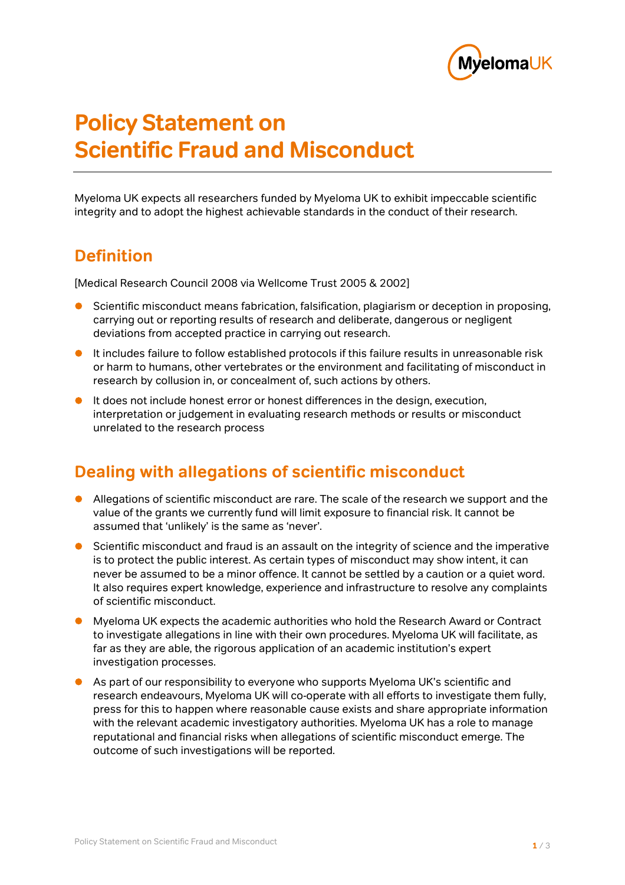# Policy Statement on Scientific Fraud and Misconduct

Myeloma UK expects all researchers funded by Myeloma UK to exhibit impeccable scientific integrity and to adopt the highest achievable standards in the conduct of their research.

## Definition

[Medical Research Council 2008 via Wellcome Trust 2005 & 2002]

- Scientific misconduct means fabrication, falsification, plagiarism or deception in proposing, carrying out or reporting results of research and deliberate, dangerous or negligent deviations from accepted practice in carrying out research.
- It includes failure to follow established protocols if this failure results in unreasonable risk or harm to humans, other vertebrates or the environment and facilitating of misconduct in research by collusion in, or concealment of, such actions by others.
- It does not include honest error or honest differences in the design, execution, interpretation or judgement in evaluating research methods or results or misconduct unrelated to the research process

## Dealing with allegations of scientific misconduct

- Allegations of scientific misconduct are rare. The scale of the research we support and the value of the grants we currently fund will limit exposure to financial risk. It cannot be assumed that 'unlikely' is the same as 'never'.
- Scientific misconduct and fraud is an assault on the integrity of science and the imperative is to protect the public interest. As certain types of misconduct may show intent, it can never be assumed to be a minor offence. It cannot be settled by a caution or a quiet word. It also requires expert knowledge, experience and infrastructure to resolve any complaints of scientific misconduct.
- Myeloma UK expects the academic authorities who hold the Research Award or Contract to investigate allegations in line with their own procedures. Myeloma UK will facilitate, as far as they are able, the rigorous application of an academic institution's expert investigation processes.
- As part of our responsibility to everyone who supports Myeloma UK's scientific and research endeavours, Myeloma UK will co-operate with all efforts to investigate them fully, press for this to happen where reasonable cause exists and share appropriate information with the relevant academic investigatory authorities. Myeloma UK has a role to manage reputational and financial risks when allegations of scientific misconduct emerge. The outcome of such investigations will be reported.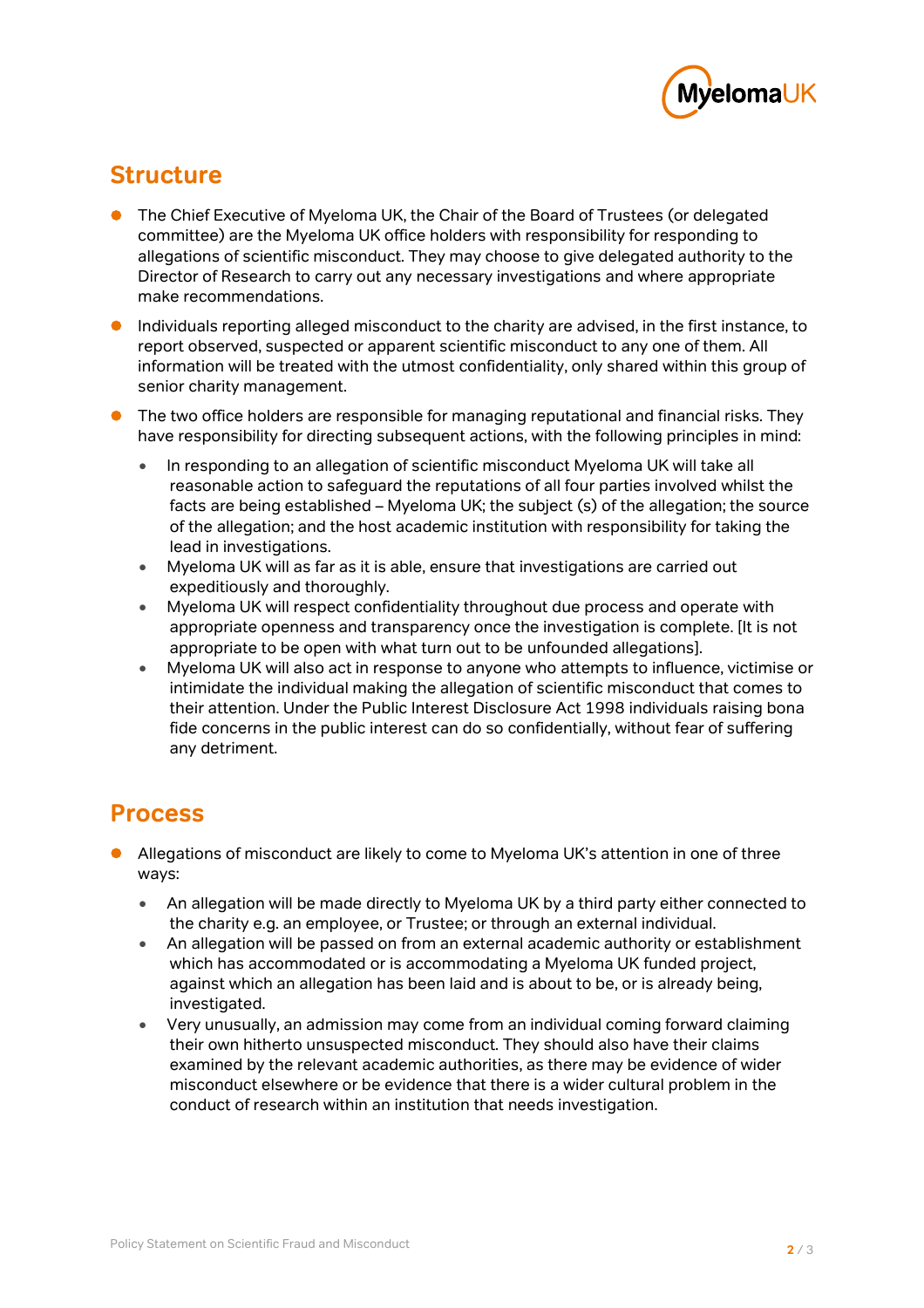## Structure

- The Chief Executive of Myeloma UK, the Chair of the Board of Trustees (or delegated committee) are the Myeloma UK office holders with responsibility for responding to allegations of scientific misconduct. They may choose to give delegated authority to the Director of Research to carry out any necessary investigations and where appropriate make recommendations.
- Individuals reporting alleged misconduct to the charity are advised, in the first instance, to report observed, suspected or apparent scientific misconduct to any one of them. All information will be treated with the utmost confidentiality, only shared within this group of senior charity management.
- The two office holders are responsible for managing reputational and financial risks. They have responsibility for directing subsequent actions, with the following principles in mind:
    - In responding to an allegation of scientific misconduct Myeloma UK will take all reasonable action to safeguard the reputations of all four parties involved whilst the facts are being established – Myeloma UK; the subject (s) of the allegation; the source of the allegation; and the host academic institution with responsibility for taking the lead in investigations.
    - Myeloma UK will as far as it is able, ensure that investigations are carried out expeditiously and thoroughly.
    - Myeloma UK will respect confidentiality throughout due process and operate with appropriate openness and transparency once the investigation is complete. [It is not appropriate to be open with what turn out to be unfounded allegations].
    - Myeloma UK will also act in response to anyone who attempts to influence, victimise or intimidate the individual making the allegation of scientific misconduct that comes to their attention. Under the Public Interest Disclosure Act 1998 individuals raising bona fide concerns in the public interest can do so confidentially, without fear of suffering any detriment.

## Process

- Allegations of misconduct are likely to come to Myeloma UK's attention in one of three ways:
    - An allegation will be made directly to Myeloma UK by a third party either connected to the charity e.g. an employee, or Trustee; or through an external individual.
    - An allegation will be passed on from an external academic authority or establishment which has accommodated or is accommodating a Myeloma UK funded project, against which an allegation has been laid and is about to be, or is already being, investigated.
    - Very unusually, an admission may come from an individual coming forward claiming their own hitherto unsuspected misconduct. They should also have their claims examined by the relevant academic authorities, as there may be evidence of wider misconduct elsewhere or be evidence that there is a wider cultural problem in the conduct of research within an institution that needs investigation.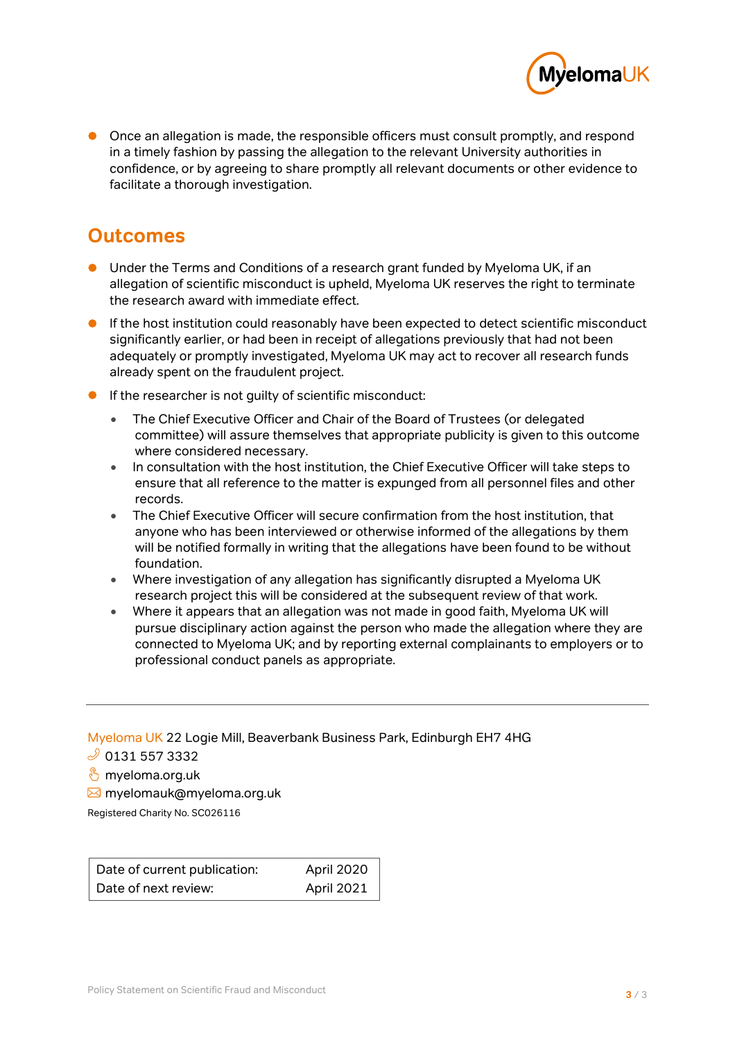- Once an allegation is made, the responsible officers must consult promptly, and respond in a timely fashion by passing the allegation to the relevant University authorities in confidence, or by agreeing to share promptly all relevant documents or other evidence to facilitate a thorough investigation.

## Outcomes

- Under the Terms and Conditions of a research grant funded by Myeloma UK, if an allegation of scientific misconduct is upheld, Myeloma UK reserves the right to terminate the research award with immediate effect.
- If the host institution could reasonably have been expected to detect scientific misconduct significantly earlier, or had been in receipt of allegations previously that had not been adequately or promptly investigated, Myeloma UK may act to recover all research funds already spent on the fraudulent project.
- If the researcher is not guilty of scientific misconduct:
  - The Chief Executive Officer and Chair of the Board of Trustees (or delegated committee) will assure themselves that appropriate publicity is given to this outcome where considered necessary.
  - In consultation with the host institution, the Chief Executive Officer will take steps to ensure that all reference to the matter is expunged from all personnel files and other records.
  - The Chief Executive Officer will secure confirmation from the host institution, that anyone who has been interviewed or otherwise informed of the allegations by them will be notified formally in writing that the allegations have been found to be without foundation.
  - Where investigation of any allegation has significantly disrupted a Myeloma UK research project this will be considered at the subsequent review of that work.
  - Where it appears that an allegation was not made in good faith, Myeloma UK will pursue disciplinary action against the person who made the allegation where they are connected to Myeloma UK; and by reporting external complainants to employers or to professional conduct panels as appropriate.

---

Myeloma UK 22 Logie Mill, Beaverbank Business Park, Edinburgh EH7 4HG
0131 557 3332
myeloma.org.uk
myelomauk@myeloma.org.uk
Registered Charity No. SC026116

| | |
|---|---|
| Date of current publication: | April 2020 |
| Date of next review: | April 2021 |